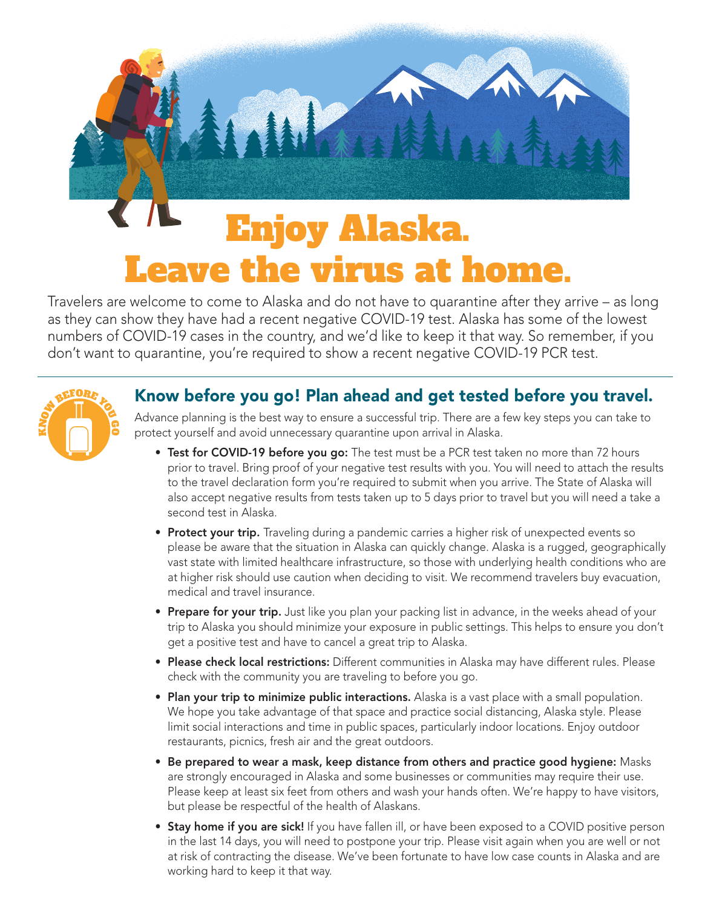# Enjoy Alaska.
# Leave the virus at home.

Travelers are welcome to come to Alaska and do not have to quarantine after they arrive – as long as they can show they have had a recent negative COVID-19 test. Alaska has some of the lowest numbers of COVID-19 cases in the country, and we'd like to keep it that way. So remember, if you don't want to quarantine, you're required to show a recent negative COVID-19 PCR test.

## Know before you go! Plan ahead and get tested before you travel.

Advance planning is the best way to ensure a successful trip. There are a few key steps you can take to protect yourself and avoid unnecessary quarantine upon arrival in Alaska.

- **Test for COVID-19 before you go:** The test must be a PCR test taken no more than 72 hours prior to travel. Bring proof of your negative test results with you. You will need to attach the results to the travel declaration form you're required to submit when you arrive. The State of Alaska will also accept negative results from tests taken up to 5 days prior to travel but you will need a take a second test in Alaska.
- **Protect your trip.** Traveling during a pandemic carries a higher risk of unexpected events so please be aware that the situation in Alaska can quickly change. Alaska is a rugged, geographically vast state with limited healthcare infrastructure, so those with underlying health conditions who are at higher risk should use caution when deciding to visit. We recommend travelers buy evacuation, medical and travel insurance.
- **Prepare for your trip.** Just like you plan your packing list in advance, in the weeks ahead of your trip to Alaska you should minimize your exposure in public settings. This helps to ensure you don't get a positive test and have to cancel a great trip to Alaska.
- **Please check local restrictions:** Different communities in Alaska may have different rules. Please check with the community you are traveling to before you go.
- **Plan your trip to minimize public interactions.** Alaska is a vast place with a small population. We hope you take advantage of that space and practice social distancing, Alaska style. Please limit social interactions and time in public spaces, particularly indoor locations. Enjoy outdoor restaurants, picnics, fresh air and the great outdoors.
- **Be prepared to wear a mask, keep distance from others and practice good hygiene:** Masks are strongly encouraged in Alaska and some businesses or communities may require their use. Please keep at least six feet from others and wash your hands often. We're happy to have visitors, but please be respectful of the health of Alaskans.
- **Stay home if you are sick!** If you have fallen ill, or have been exposed to a COVID positive person in the last 14 days, you will need to postpone your trip. Please visit again when you are well or not at risk of contracting the disease. We've been fortunate to have low case counts in Alaska and are working hard to keep it that way.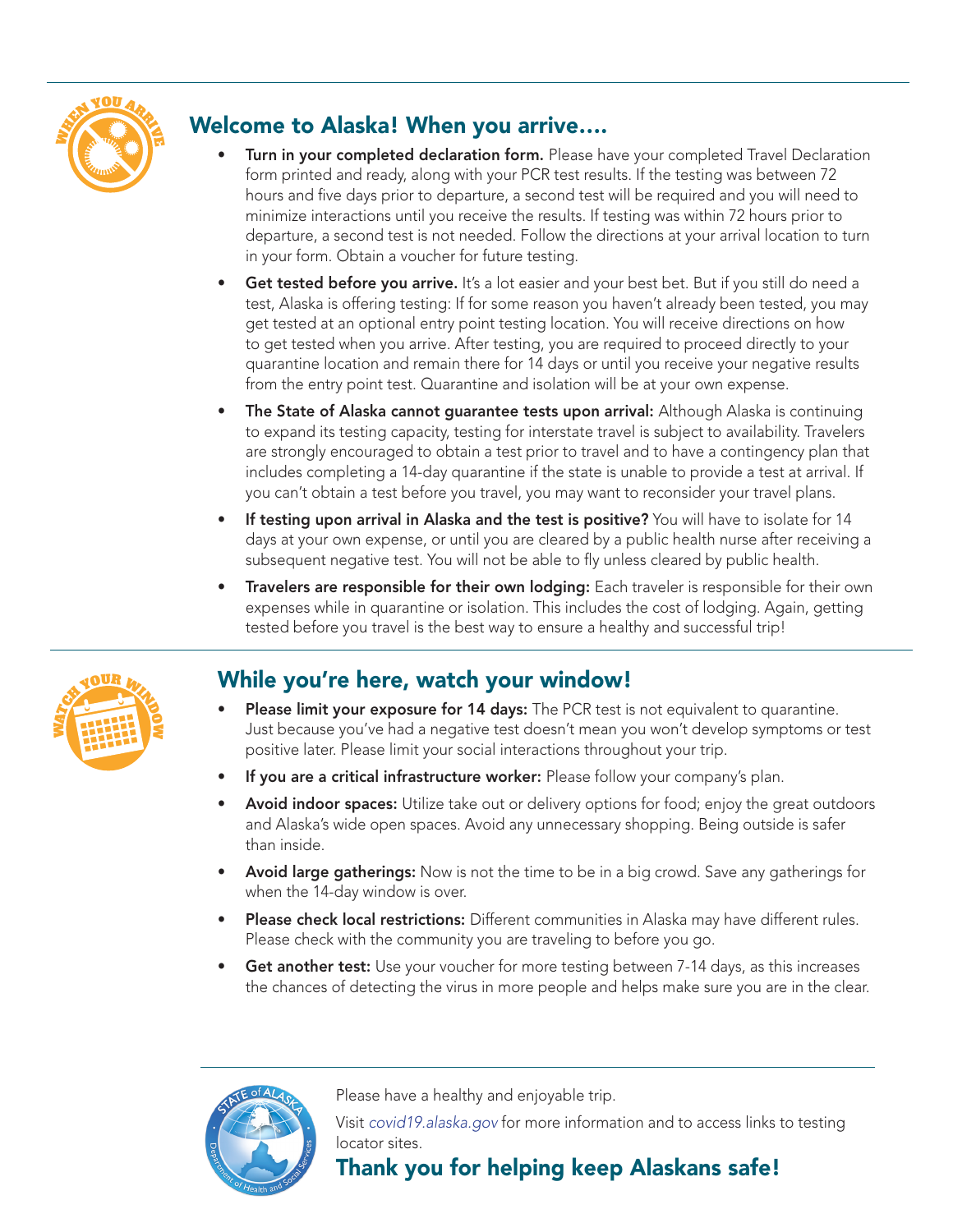## Welcome to Alaska! When you arrive....

- **Turn in your completed declaration form.** Please have your completed Travel Declaration form printed and ready, along with your PCR test results. If the testing was between 72 hours and five days prior to departure, a second test will be required and you will need to minimize interactions until you receive the results. If testing was within 72 hours prior to departure, a second test is not needed. Follow the directions at your arrival location to turn in your form. Obtain a voucher for future testing.
- **Get tested before you arrive.** It's a lot easier and your best bet. But if you still do need a test, Alaska is offering testing: If for some reason you haven't already been tested, you may get tested at an optional entry point testing location. You will receive directions on how to get tested when you arrive. After testing, you are required to proceed directly to your quarantine location and remain there for 14 days or until you receive your negative results from the entry point test. Quarantine and isolation will be at your own expense.
- **The State of Alaska cannot guarantee tests upon arrival:** Although Alaska is continuing to expand its testing capacity, testing for interstate travel is subject to availability. Travelers are strongly encouraged to obtain a test prior to travel and to have a contingency plan that includes completing a 14-day quarantine if the state is unable to provide a test at arrival. If you can't obtain a test before you travel, you may want to reconsider your travel plans.
- **If testing upon arrival in Alaska and the test is positive?** You will have to isolate for 14 days at your own expense, or until you are cleared by a public health nurse after receiving a subsequent negative test. You will not be able to fly unless cleared by public health.
- **Travelers are responsible for their own lodging:** Each traveler is responsible for their own expenses while in quarantine or isolation. This includes the cost of lodging. Again, getting tested before you travel is the best way to ensure a healthy and successful trip!

## While you're here, watch your window!

- **Please limit your exposure for 14 days:** The PCR test is not equivalent to quarantine. Just because you've had a negative test doesn't mean you won't develop symptoms or test positive later. Please limit your social interactions throughout your trip.
- **If you are a critical infrastructure worker:** Please follow your company's plan.
- **Avoid indoor spaces:** Utilize take out or delivery options for food; enjoy the great outdoors and Alaska's wide open spaces. Avoid any unnecessary shopping. Being outside is safer than inside.
- **Avoid large gatherings:** Now is not the time to be in a big crowd. Save any gatherings for when the 14-day window is over.
- **Please check local restrictions:** Different communities in Alaska may have different rules. Please check with the community you are traveling to before you go.
- **Get another test:** Use your voucher for more testing between 7-14 days, as this increases the chances of detecting the virus in more people and helps make sure you are in the clear.

Please have a healthy and enjoyable trip.

Visit *covid19.alaska.gov* for more information and to access links to testing locator sites.

**Thank you for helping keep Alaskans safe!**